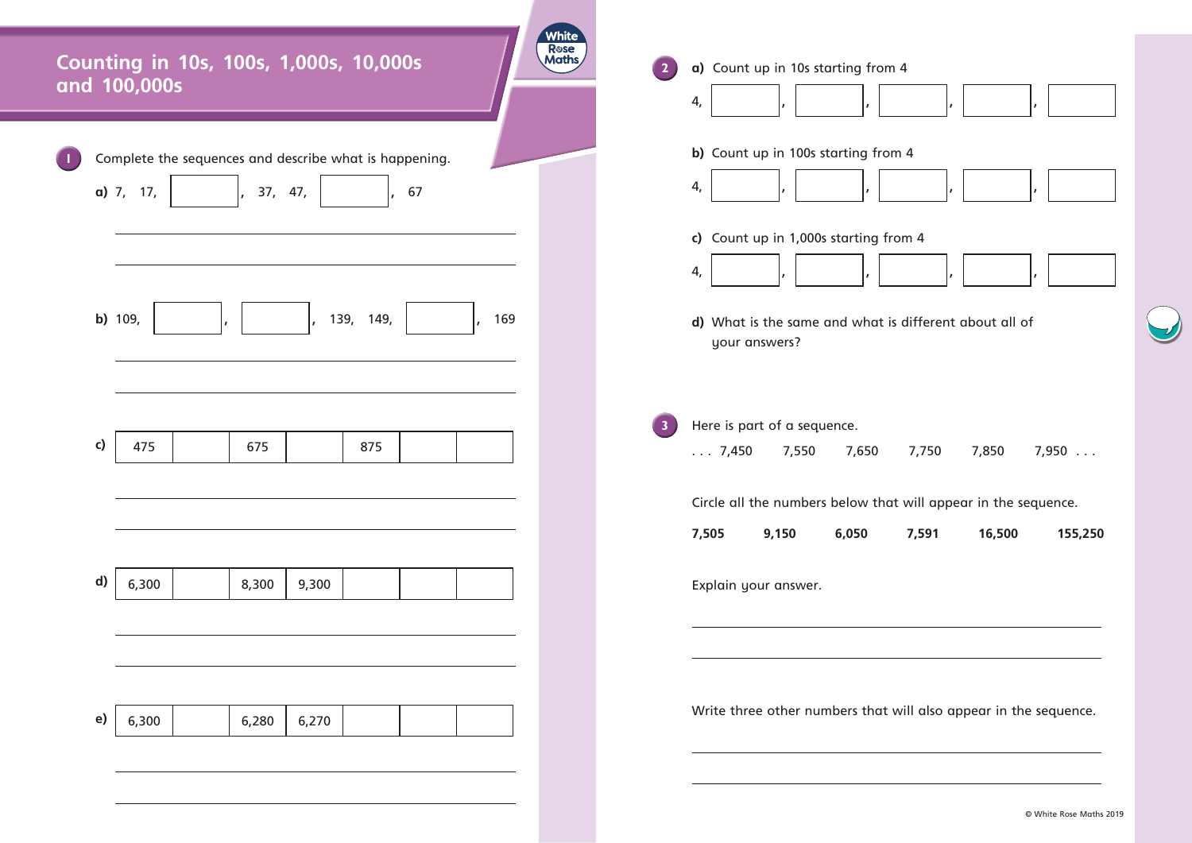# Counting in 10s, 100s, 1,000s, 10,000s and 100,000s

**1** Complete the sequences and describe what is happening.

**a)** 7, 17, ______, 37, 47, ______, 67

______________________________

______________________________

**b)** 109, ______, ______, 139, 149, ______, 169

______________________________

______________________________

**c)**

| 475 | | 675 | | 875 | | |
|---|---|---|---|---|---|---|

______________________________

______________________________

**d)**

| 6,300 | | 8,300 | 9,300 | | | |
|---|---|---|---|---|---|---|

______________________________

______________________________

**e)**

| 6,300 | | 6,280 | 6,270 | | | |
|---|---|---|---|---|---|---|

______________________________

______________________________

**2** **a)** Count up in 10s starting from 4

4, ______, ______, ______, ______, ______

**b)** Count up in 100s starting from 4

4, ______, ______, ______, ______, ______

**c)** Count up in 1,000s starting from 4

4, ______, ______, ______, ______, ______

**d)** What is the same and what is different about all of your answers?

**3** Here is part of a sequence.

. . . 7,450   7,550   7,650   7,750   7,850   7,950 . . .

Circle all the numbers below that will appear in the sequence.

**7,505**   **9,150**   **6,050**   **7,591**   **16,500**   **155,250**

Explain your answer.

______________________________

______________________________

Write three other numbers that will also appear in the sequence.

______________________________

______________________________

© White Rose Maths 2019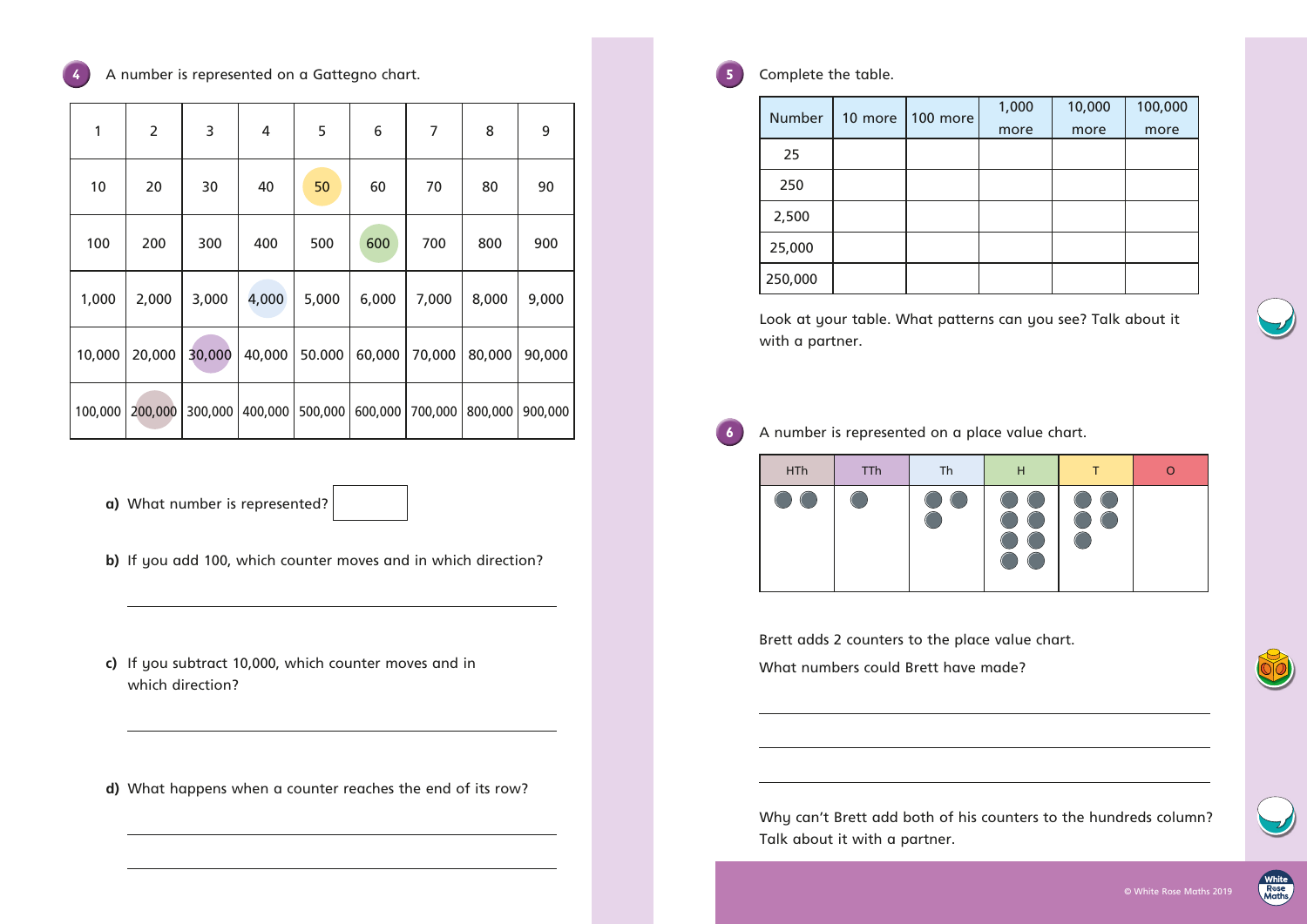4 A number is represented on a Gattegno chart.

| | | | | | | | | |
|---|---|---|---|---|---|---|---|---|
| 1 | 2 | 3 | 4 | 5 | 6 | 7 | 8 | 9 |
| 10 | 20 | 30 | 40 | 50 | 60 | 70 | 80 | 90 |
| 100 | 200 | 300 | 400 | 500 | 600 | 700 | 800 | 900 |
| 1,000 | 2,000 | 3,000 | 4,000 | 5,000 | 6,000 | 7,000 | 8,000 | 9,000 |
| 10,000 | 20,000 | 30,000 | 40,000 | 50.000 | 60,000 | 70,000 | 80,000 | 90,000 |
| 100,000 | 200,000 | 300,000 | 400,000 | 500,000 | 600,000 | 700,000 | 800,000 | 900,000 |

**a)** What number is represented?

**b)** If you add 100, which counter moves and in which direction?

**c)** If you subtract 10,000, which counter moves and in which direction?

**d)** What happens when a counter reaches the end of its row?

5 Complete the table.

| Number | 10 more | 100 more | 1,000 more | 10,000 more | 100,000 more |
|---|---|---|---|---|---|
| 25 | | | | | |
| 250 | | | | | |
| 2,500 | | | | | |
| 25,000 | | | | | |
| 250,000 | | | | | |

Look at your table. What patterns can you see? Talk about it with a partner.

6 A number is represented on a place value chart.

| HTh | TTh | Th | H | T | O |
|---|---|---|---|---|---|
| ●● | ● | ●●● | ●●●●●●●● | ●●●●● | |

Brett adds 2 counters to the place value chart.

What numbers could Brett have made?

Why can't Brett add both of his counters to the hundreds column? Talk about it with a partner.